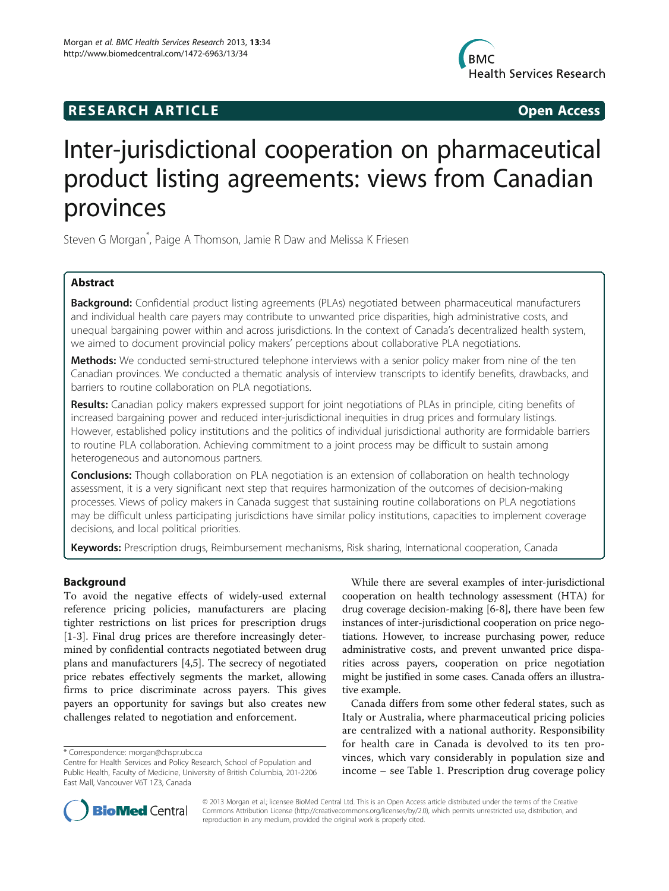**RESEARCH ARTICLE** **Open Access**

# Inter-jurisdictional cooperation on pharmaceutical product listing agreements: views from Canadian provinces

Steven G Morgan*, Paige A Thomson, Jamie R Daw and Melissa K Friesen

## Abstract

**Background:** Confidential product listing agreements (PLAs) negotiated between pharmaceutical manufacturers and individual health care payers may contribute to unwanted price disparities, high administrative costs, and unequal bargaining power within and across jurisdictions. In the context of Canada's decentralized health system, we aimed to document provincial policy makers' perceptions about collaborative PLA negotiations.

**Methods:** We conducted semi-structured telephone interviews with a senior policy maker from nine of the ten Canadian provinces. We conducted a thematic analysis of interview transcripts to identify benefits, drawbacks, and barriers to routine collaboration on PLA negotiations.

**Results:** Canadian policy makers expressed support for joint negotiations of PLAs in principle, citing benefits of increased bargaining power and reduced inter-jurisdictional inequities in drug prices and formulary listings. However, established policy institutions and the politics of individual jurisdictional authority are formidable barriers to routine PLA collaboration. Achieving commitment to a joint process may be difficult to sustain among heterogeneous and autonomous partners.

**Conclusions:** Though collaboration on PLA negotiation is an extension of collaboration on health technology assessment, it is a very significant next step that requires harmonization of the outcomes of decision-making processes. Views of policy makers in Canada suggest that sustaining routine collaborations on PLA negotiations may be difficult unless participating jurisdictions have similar policy institutions, capacities to implement coverage decisions, and local political priorities.

**Keywords:** Prescription drugs, Reimbursement mechanisms, Risk sharing, International cooperation, Canada

## Background

To avoid the negative effects of widely-used external reference pricing policies, manufacturers are placing tighter restrictions on list prices for prescription drugs [1-3]. Final drug prices are therefore increasingly determined by confidential contracts negotiated between drug plans and manufacturers [4,5]. The secrecy of negotiated price rebates effectively segments the market, allowing firms to price discriminate across payers. This gives payers an opportunity for savings but also creates new challenges related to negotiation and enforcement.

While there are several examples of inter-jurisdictional cooperation on health technology assessment (HTA) for drug coverage decision-making [6-8], there have been few instances of inter-jurisdictional cooperation on price negotiations. However, to increase purchasing power, reduce administrative costs, and prevent unwanted price disparities across payers, cooperation on price negotiation might be justified in some cases. Canada offers an illustrative example.

Canada differs from some other federal states, such as Italy or Australia, where pharmaceutical pricing policies are centralized with a national authority. Responsibility for health care in Canada is devolved to its ten provinces, which vary considerably in population size and income – see Table 1. Prescription drug coverage policy

\* Correspondence: morgan@chspr.ubc.ca
Centre for Health Services and Policy Research, School of Population and Public Health, Faculty of Medicine, University of British Columbia, 201-2206 East Mall, Vancouver V6T 1Z3, Canada

© 2013 Morgan et al.; licensee BioMed Central Ltd. This is an Open Access article distributed under the terms of the Creative Commons Attribution License (http://creativecommons.org/licenses/by/2.0), which permits unrestricted use, distribution, and reproduction in any medium, provided the original work is properly cited.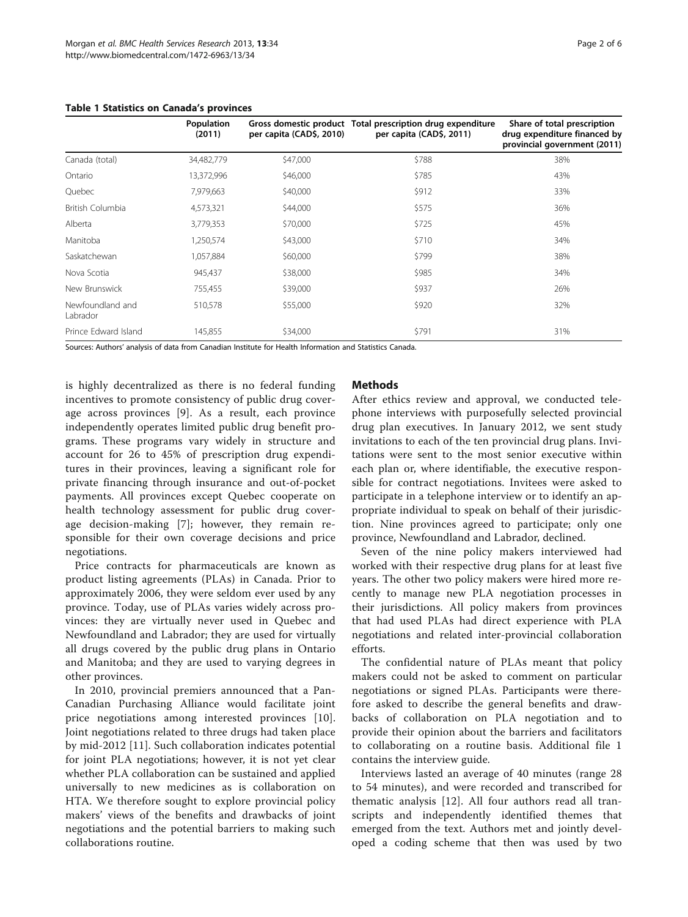**Table 1 Statistics on Canada's provinces**

| | Population (2011) | Gross domestic product per capita (CAD$, 2010) | Total prescription drug expenditure per capita (CAD$, 2011) | Share of total prescription drug expenditure financed by provincial government (2011) |
|---|---|---|---|---|
| Canada (total) | 34,482,779 | $47,000 | $788 | 38% |
| Ontario | 13,372,996 | $46,000 | $785 | 43% |
| Quebec | 7,979,663 | $40,000 | $912 | 33% |
| British Columbia | 4,573,321 | $44,000 | $575 | 36% |
| Alberta | 3,779,353 | $70,000 | $725 | 45% |
| Manitoba | 1,250,574 | $43,000 | $710 | 34% |
| Saskatchewan | 1,057,884 | $60,000 | $799 | 38% |
| Nova Scotia | 945,437 | $38,000 | $985 | 34% |
| New Brunswick | 755,455 | $39,000 | $937 | 26% |
| Newfoundland and Labrador | 510,578 | $55,000 | $920 | 32% |
| Prince Edward Island | 145,855 | $34,000 | $791 | 31% |

Sources: Authors' analysis of data from Canadian Institute for Health Information and Statistics Canada.

is highly decentralized as there is no federal funding incentives to promote consistency of public drug coverage across provinces [9]. As a result, each province independently operates limited public drug benefit programs. These programs vary widely in structure and account for 26 to 45% of prescription drug expenditures in their provinces, leaving a significant role for private financing through insurance and out-of-pocket payments. All provinces except Quebec cooperate on health technology assessment for public drug coverage decision-making [7]; however, they remain responsible for their own coverage decisions and price negotiations.

Price contracts for pharmaceuticals are known as product listing agreements (PLAs) in Canada. Prior to approximately 2006, they were seldom ever used by any province. Today, use of PLAs varies widely across provinces: they are virtually never used in Quebec and Newfoundland and Labrador; they are used for virtually all drugs covered by the public drug plans in Ontario and Manitoba; and they are used to varying degrees in other provinces.

In 2010, provincial premiers announced that a Pan-Canadian Purchasing Alliance would facilitate joint price negotiations among interested provinces [10]. Joint negotiations related to three drugs had taken place by mid-2012 [11]. Such collaboration indicates potential for joint PLA negotiations; however, it is not yet clear whether PLA collaboration can be sustained and applied universally to new medicines as is collaboration on HTA. We therefore sought to explore provincial policy makers' views of the benefits and drawbacks of joint negotiations and the potential barriers to making such collaborations routine.

## Methods

After ethics review and approval, we conducted telephone interviews with purposefully selected provincial drug plan executives. In January 2012, we sent study invitations to each of the ten provincial drug plans. Invitations were sent to the most senior executive within each plan or, where identifiable, the executive responsible for contract negotiations. Invitees were asked to participate in a telephone interview or to identify an appropriate individual to speak on behalf of their jurisdiction. Nine provinces agreed to participate; only one province, Newfoundland and Labrador, declined.

Seven of the nine policy makers interviewed had worked with their respective drug plans for at least five years. The other two policy makers were hired more recently to manage new PLA negotiation processes in their jurisdictions. All policy makers from provinces that had used PLAs had direct experience with PLA negotiations and related inter-provincial collaboration efforts.

The confidential nature of PLAs meant that policy makers could not be asked to comment on particular negotiations or signed PLAs. Participants were therefore asked to describe the general benefits and drawbacks of collaboration on PLA negotiation and to provide their opinion about the barriers and facilitators to collaborating on a routine basis. Additional file 1 contains the interview guide.

Interviews lasted an average of 40 minutes (range 28 to 54 minutes), and were recorded and transcribed for thematic analysis [12]. All four authors read all transcripts and independently identified themes that emerged from the text. Authors met and jointly developed a coding scheme that then was used by two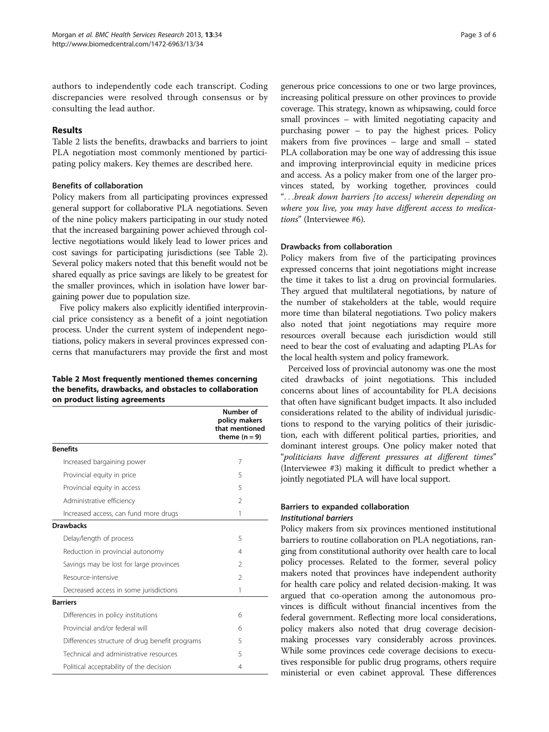authors to independently code each transcript. Coding discrepancies were resolved through consensus or by consulting the lead author.

## Results

Table 2 lists the benefits, drawbacks and barriers to joint PLA negotiation most commonly mentioned by participating policy makers. Key themes are described here.

### Benefits of collaboration

Policy makers from all participating provinces expressed general support for collaborative PLA negotiations. Seven of the nine policy makers participating in our study noted that the increased bargaining power achieved through collective negotiations would likely lead to lower prices and cost savings for participating jurisdictions (see Table 2). Several policy makers noted that this benefit would not be shared equally as price savings are likely to be greatest for the smaller provinces, which in isolation have lower bargaining power due to population size.

Five policy makers also explicitly identified interprovincial price consistency as a benefit of a joint negotiation process. Under the current system of independent negotiations, policy makers in several provinces expressed concerns that manufacturers may provide the first and most generous price concessions to one or two large provinces, increasing political pressure on other provinces to provide coverage. This strategy, known as whipsawing, could force small provinces – with limited negotiating capacity and purchasing power – to pay the highest prices. Policy makers from five provinces – large and small – stated PLA collaboration may be one way of addressing this issue and improving interprovincial equity in medicine prices and access. As a policy maker from one of the larger provinces stated, by working together, provinces could "*…break down barriers [to access] wherein depending on where you live, you may have different access to medications*" (Interviewee #6).

**Table 2 Most frequently mentioned themes concerning the benefits, drawbacks, and obstacles to collaboration on product listing agreements**

| | Number of policy makers that mentioned theme (n = 9) |
|---|---|
| **Benefits** | |
| Increased bargaining power | 7 |
| Provincial equity in price | 5 |
| Provincial equity in access | 5 |
| Administrative efficiency | 2 |
| Increased access, can fund more drugs | 1 |
| **Drawbacks** | |
| Delay/length of process | 5 |
| Reduction in provincial autonomy | 4 |
| Savings may be lost for large provinces | 2 |
| Resource-intensive | 2 |
| Decreased access in some jurisdictions | 1 |
| **Barriers** | |
| Differences in policy institutions | 6 |
| Provincial and/or federal will | 6 |
| Differences structure of drug benefit programs | 5 |
| Technical and administrative resources | 5 |
| Political acceptability of the decision | 4 |

### Drawbacks from collaboration

Policy makers from five of the participating provinces expressed concerns that joint negotiations might increase the time it takes to list a drug on provincial formularies. They argued that multilateral negotiations, by nature of the number of stakeholders at the table, would require more time than bilateral negotiations. Two policy makers also noted that joint negotiations may require more resources overall because each jurisdiction would still need to bear the cost of evaluating and adapting PLAs for the local health system and policy framework.

Perceived loss of provincial autonomy was one the most cited drawbacks of joint negotiations. This included concerns about lines of accountability for PLA decisions that often have significant budget impacts. It also included considerations related to the ability of individual jurisdictions to respond to the varying politics of their jurisdiction, each with different political parties, priorities, and dominant interest groups. One policy maker noted that "*politicians have different pressures at different times*" (Interviewee #3) making it difficult to predict whether a jointly negotiated PLA will have local support.

### Barriers to expanded collaboration

#### *Institutional barriers*

Policy makers from six provinces mentioned institutional barriers to routine collaboration on PLA negotiations, ranging from constitutional authority over health care to local policy processes. Related to the former, several policy makers noted that provinces have independent authority for health care policy and related decision-making. It was argued that co-operation among the autonomous provinces is difficult without financial incentives from the federal government. Reflecting more local considerations, policy makers also noted that drug coverage decision-making processes vary considerably across provinces. While some provinces cede coverage decisions to executives responsible for public drug programs, others require ministerial or even cabinet approval. These differences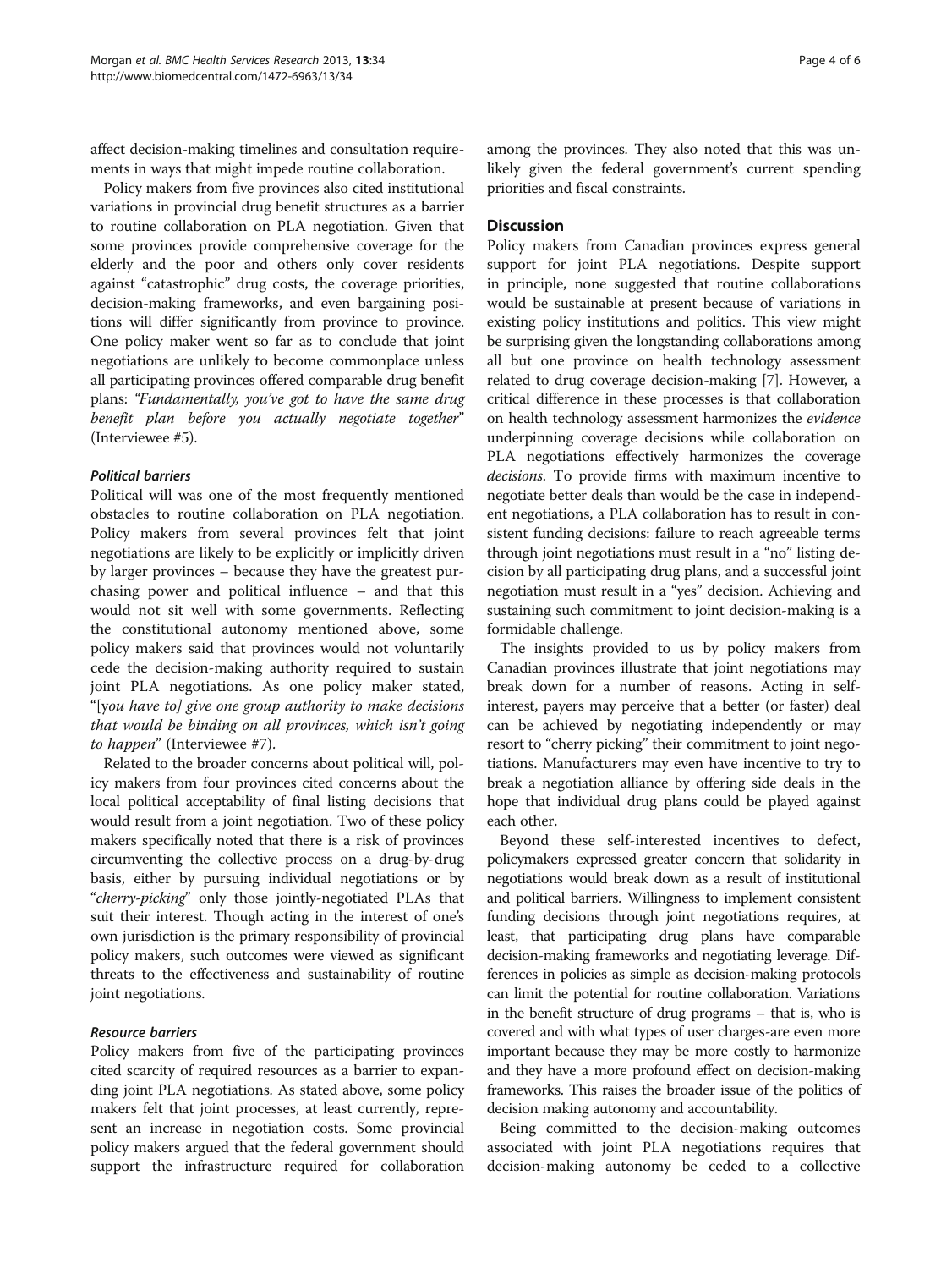affect decision-making timelines and consultation requirements in ways that might impede routine collaboration.

Policy makers from five provinces also cited institutional variations in provincial drug benefit structures as a barrier to routine collaboration on PLA negotiation. Given that some provinces provide comprehensive coverage for the elderly and the poor and others only cover residents against "catastrophic" drug costs, the coverage priorities, decision-making frameworks, and even bargaining positions will differ significantly from province to province. One policy maker went so far as to conclude that joint negotiations are unlikely to become commonplace unless all participating provinces offered comparable drug benefit plans: *"Fundamentally, you've got to have the same drug benefit plan before you actually negotiate together"* (Interviewee #5).

#### *Political barriers*

Political will was one of the most frequently mentioned obstacles to routine collaboration on PLA negotiation. Policy makers from several provinces felt that joint negotiations are likely to be explicitly or implicitly driven by larger provinces – because they have the greatest purchasing power and political influence – and that this would not sit well with some governments. Reflecting the constitutional autonomy mentioned above, some policy makers said that provinces would not voluntarily cede the decision-making authority required to sustain joint PLA negotiations. As one policy maker stated, "*[you have to] give one group authority to make decisions that would be binding on all provinces, which isn't going to happen*" (Interviewee #7).

Related to the broader concerns about political will, policy makers from four provinces cited concerns about the local political acceptability of final listing decisions that would result from a joint negotiation. Two of these policy makers specifically noted that there is a risk of provinces circumventing the collective process on a drug-by-drug basis, either by pursuing individual negotiations or by "*cherry-picking*" only those jointly-negotiated PLAs that suit their interest. Though acting in the interest of one's own jurisdiction is the primary responsibility of provincial policy makers, such outcomes were viewed as significant threats to the effectiveness and sustainability of routine joint negotiations.

#### *Resource barriers*

Policy makers from five of the participating provinces cited scarcity of required resources as a barrier to expanding joint PLA negotiations. As stated above, some policy makers felt that joint processes, at least currently, represent an increase in negotiation costs. Some provincial policy makers argued that the federal government should support the infrastructure required for collaboration among the provinces. They also noted that this was unlikely given the federal government's current spending priorities and fiscal constraints.

## Discussion

Policy makers from Canadian provinces express general support for joint PLA negotiations. Despite support in principle, none suggested that routine collaborations would be sustainable at present because of variations in existing policy institutions and politics. This view might be surprising given the longstanding collaborations among all but one province on health technology assessment related to drug coverage decision-making [7]. However, a critical difference in these processes is that collaboration on health technology assessment harmonizes the *evidence* underpinning coverage decisions while collaboration on PLA negotiations effectively harmonizes the coverage *decisions*. To provide firms with maximum incentive to negotiate better deals than would be the case in independent negotiations, a PLA collaboration has to result in consistent funding decisions: failure to reach agreeable terms through joint negotiations must result in a "no" listing decision by all participating drug plans, and a successful joint negotiation must result in a "yes" decision. Achieving and sustaining such commitment to joint decision-making is a formidable challenge.

The insights provided to us by policy makers from Canadian provinces illustrate that joint negotiations may break down for a number of reasons. Acting in self-interest, payers may perceive that a better (or faster) deal can be achieved by negotiating independently or may resort to "cherry picking" their commitment to joint negotiations. Manufacturers may even have incentive to try to break a negotiation alliance by offering side deals in the hope that individual drug plans could be played against each other.

Beyond these self-interested incentives to defect, policymakers expressed greater concern that solidarity in negotiations would break down as a result of institutional and political barriers. Willingness to implement consistent funding decisions through joint negotiations requires, at least, that participating drug plans have comparable decision-making frameworks and negotiating leverage. Differences in policies as simple as decision-making protocols can limit the potential for routine collaboration. Variations in the benefit structure of drug programs – that is, who is covered and with what types of user charges-are even more important because they may be more costly to harmonize and they have a more profound effect on decision-making frameworks. This raises the broader issue of the politics of decision making autonomy and accountability.

Being committed to the decision-making outcomes associated with joint PLA negotiations requires that decision-making autonomy be ceded to a collective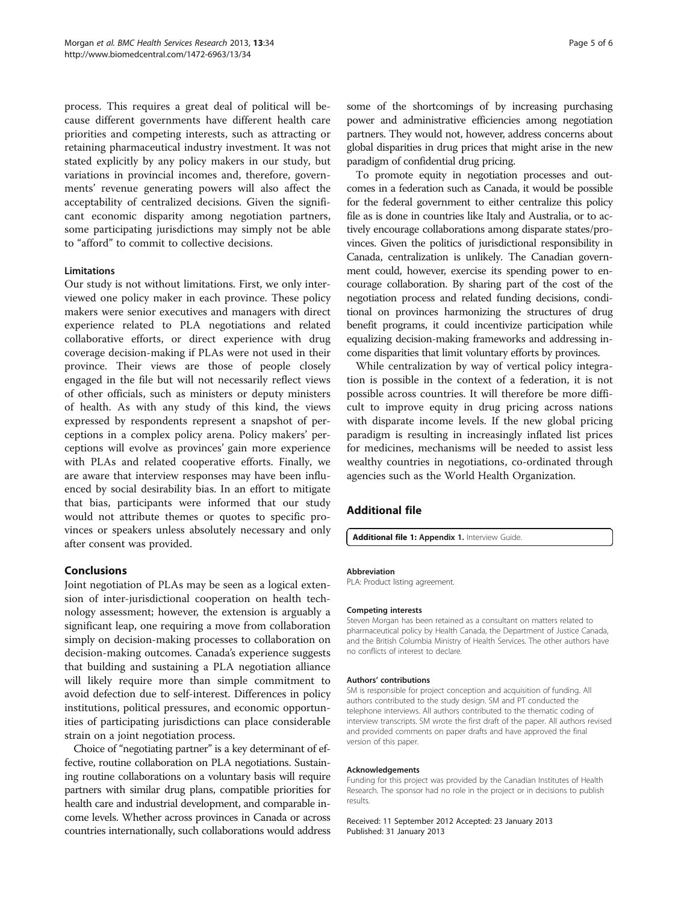process. This requires a great deal of political will because different governments have different health care priorities and competing interests, such as attracting or retaining pharmaceutical industry investment. It was not stated explicitly by any policy makers in our study, but variations in provincial incomes and, therefore, governments' revenue generating powers will also affect the acceptability of centralized decisions. Given the significant economic disparity among negotiation partners, some participating jurisdictions may simply not be able to "afford" to commit to collective decisions.

### Limitations

Our study is not without limitations. First, we only interviewed one policy maker in each province. These policy makers were senior executives and managers with direct experience related to PLA negotiations and related collaborative efforts, or direct experience with drug coverage decision-making if PLAs were not used in their province. Their views are those of people closely engaged in the file but will not necessarily reflect views of other officials, such as ministers or deputy ministers of health. As with any study of this kind, the views expressed by respondents represent a snapshot of perceptions in a complex policy arena. Policy makers' perceptions will evolve as provinces' gain more experience with PLAs and related cooperative efforts. Finally, we are aware that interview responses may have been influenced by social desirability bias. In an effort to mitigate that bias, participants were informed that our study would not attribute themes or quotes to specific provinces or speakers unless absolutely necessary and only after consent was provided.

## Conclusions

Joint negotiation of PLAs may be seen as a logical extension of inter-jurisdictional cooperation on health technology assessment; however, the extension is arguably a significant leap, one requiring a move from collaboration simply on decision-making processes to collaboration on decision-making outcomes. Canada's experience suggests that building and sustaining a PLA negotiation alliance will likely require more than simple commitment to avoid defection due to self-interest. Differences in policy institutions, political pressures, and economic opportunities of participating jurisdictions can place considerable strain on a joint negotiation process.

Choice of "negotiating partner" is a key determinant of effective, routine collaboration on PLA negotiations. Sustaining routine collaborations on a voluntary basis will require partners with similar drug plans, compatible priorities for health care and industrial development, and comparable income levels. Whether across provinces in Canada or across countries internationally, such collaborations would address some of the shortcomings of by increasing purchasing power and administrative efficiencies among negotiation partners. They would not, however, address concerns about global disparities in drug prices that might arise in the new paradigm of confidential drug pricing.

To promote equity in negotiation processes and outcomes in a federation such as Canada, it would be possible for the federal government to either centralize this policy file as is done in countries like Italy and Australia, or to actively encourage collaborations among disparate states/provinces. Given the politics of jurisdictional responsibility in Canada, centralization is unlikely. The Canadian government could, however, exercise its spending power to encourage collaboration. By sharing part of the cost of the negotiation process and related funding decisions, conditional on provinces harmonizing the structures of drug benefit programs, it could incentivize participation while equalizing decision-making frameworks and addressing income disparities that limit voluntary efforts by provinces.

While centralization by way of vertical policy integration is possible in the context of a federation, it is not possible across countries. It will therefore be more difficult to improve equity in drug pricing across nations with disparate income levels. If the new global pricing paradigm is resulting in increasingly inflated list prices for medicines, mechanisms will be needed to assist less wealthy countries in negotiations, co-ordinated through agencies such as the World Health Organization.

## Additional file

**Additional file 1: Appendix 1.** Interview Guide.

#### Abbreviation

PLA: Product listing agreement.

#### Competing interests

Steven Morgan has been retained as a consultant on matters related to pharmaceutical policy by Health Canada, the Department of Justice Canada, and the British Columbia Ministry of Health Services. The other authors have no conflicts of interest to declare.

#### Authors' contributions

SM is responsible for project conception and acquisition of funding. All authors contributed to the study design. SM and PT conducted the telephone interviews. All authors contributed to the thematic coding of interview transcripts. SM wrote the first draft of the paper. All authors revised and provided comments on paper drafts and have approved the final version of this paper.

#### Acknowledgements

Funding for this project was provided by the Canadian Institutes of Health Research. The sponsor had no role in the project or in decisions to publish results.

Received: 11 September 2012 Accepted: 23 January 2013
Published: 31 January 2013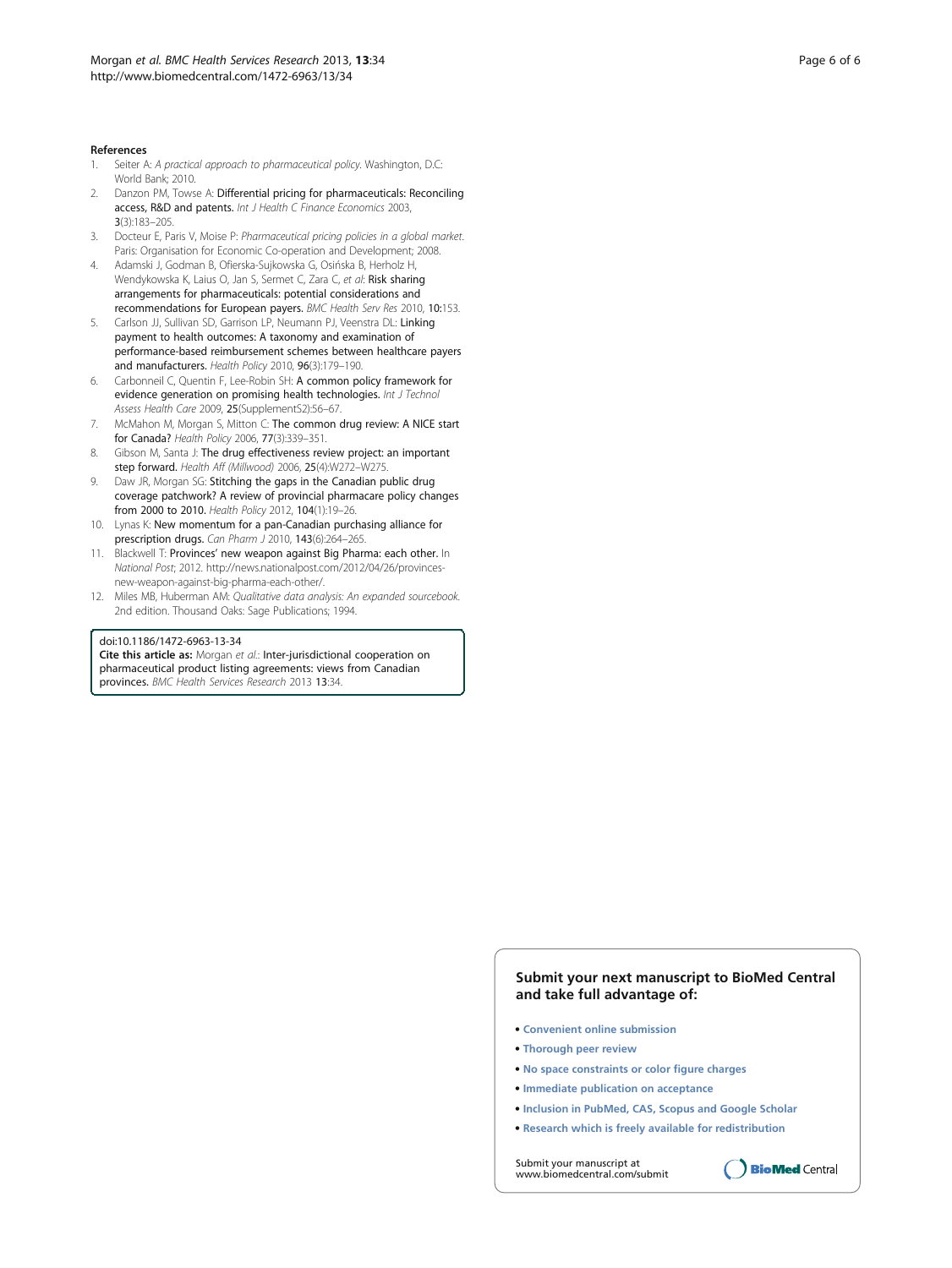### References

1. Seiter A: *A practical approach to pharmaceutical policy*. Washington, D.C: World Bank; 2010.
2. Danzon PM, Towse A: **Differential pricing for pharmaceuticals: Reconciling access, R&D and patents.** *Int J Health C Finance Economics* 2003, **3**(3):183–205.
3. Docteur E, Paris V, Moise P: *Pharmaceutical pricing policies in a global market*. Paris: Organisation for Economic Co-operation and Development; 2008.
4. Adamski J, Godman B, Ofierska-Sujkowska G, Osińska B, Herholz H, Wendykowska K, Laius O, Jan S, Sermet C, Zara C, *et al*: **Risk sharing arrangements for pharmaceuticals: potential considerations and recommendations for European payers.** *BMC Health Serv Res* 2010, **10**:153.
5. Carlson JJ, Sullivan SD, Garrison LP, Neumann PJ, Veenstra DL: **Linking payment to health outcomes: A taxonomy and examination of performance-based reimbursement schemes between healthcare payers and manufacturers.** *Health Policy* 2010, **96**(3):179–190.
6. Carbonneil C, Quentin F, Lee-Robin SH: **A common policy framework for evidence generation on promising health technologies.** *Int J Technol Assess Health Care* 2009, **25**(SupplementS2):56–67.
7. McMahon M, Morgan S, Mitton C: **The common drug review: A NICE start for Canada?** *Health Policy* 2006, **77**(3):339–351.
8. Gibson M, Santa J: **The drug effectiveness review project: an important step forward.** *Health Aff (Millwood)* 2006, **25**(4):W272–W275.
9. Daw JR, Morgan SG: **Stitching the gaps in the Canadian public drug coverage patchwork? A review of provincial pharmacare policy changes from 2000 to 2010.** *Health Policy* 2012, **104**(1):19–26.
10. Lynas K: **New momentum for a pan-Canadian purchasing alliance for prescription drugs.** *Can Pharm J* 2010, **143**(6):264–265.
11. Blackwell T: **Provinces' new weapon against Big Pharma: each other.** In *National Post*; 2012. http://news.nationalpost.com/2012/04/26/provinces-new-weapon-against-big-pharma-each-other/.
12. Miles MB, Huberman AM: *Qualitative data analysis: An expanded sourcebook*. 2nd edition. Thousand Oaks: Sage Publications; 1994.

doi:10.1186/1472-6963-13-34

**Cite this article as:** Morgan *et al.*: Inter-jurisdictional cooperation on pharmaceutical product listing agreements: views from Canadian provinces. *BMC Health Services Research* 2013 **13**:34.

**Submit your next manuscript to BioMed Central and take full advantage of:**

- **Convenient online submission**
- **Thorough peer review**
- **No space constraints or color figure charges**
- **Immediate publication on acceptance**
- **Inclusion in PubMed, CAS, Scopus and Google Scholar**
- **Research which is freely available for redistribution**

Submit your manuscript at
www.biomedcentral.com/submit

BioMed Central